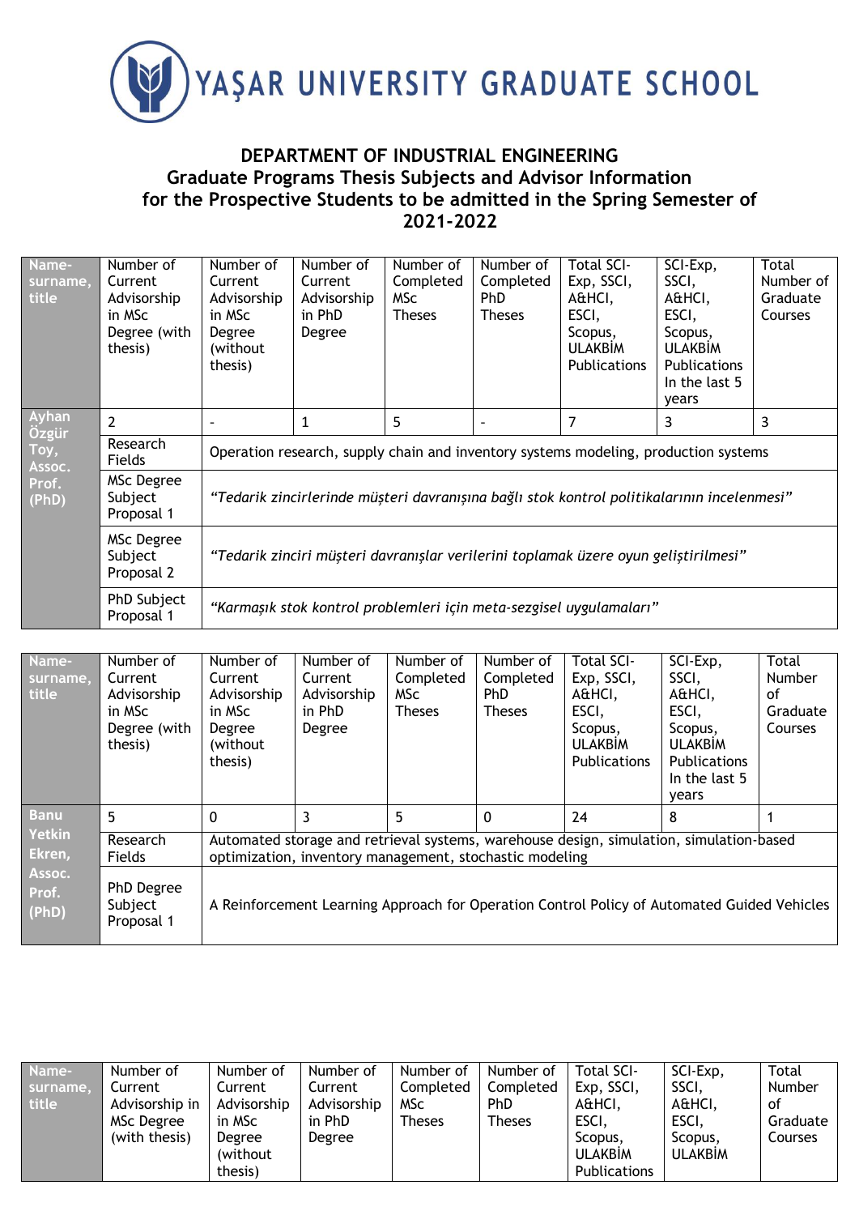# YAŞAR UNIVERSITY GRADUATE SCHOOL

## DEPARTMENT OF INDUSTRIAL ENGINEERING
## Graduate Programs Thesis Subjects and Advisor Information for the Prospective Students to be admitted in the Spring Semester of 2021-2022

| Name-surname, title | Number of Current Advisorship in MSc Degree (with thesis) | Number of Current Advisorship in MSc Degree (without thesis) | Number of Current Advisorship in PhD Degree | Number of Completed MSc Theses | Number of Completed PhD Theses | Total SCI-Exp, SSCI, A&HCI, ESCI, Scopus, ULAKBİM Publications | SCI-Exp, SSCI, A&HCI, ESCI, Scopus, ULAKBİM Publications In the last 5 years | Total Number of Graduate Courses |
|---|---|---|---|---|---|---|---|---|
| Ayhan Özgür Toy, Assoc. Prof. (PhD) | 2 | - | 1 | 5 | - | 7 | 3 | 3 |
| | Research Fields | Operation research, supply chain and inventory systems modeling, production systems | | | | | | |
| | MSc Degree Subject Proposal 1 | *"Tedarik zincirlerinde müşteri davranışına bağlı stok kontrol politikalarının incelenmesi"* | | | | | | |
| | MSc Degree Subject Proposal 2 | *"Tedarik zinciri müşteri davranışlar verilerini toplamak üzere oyun geliştirilmesi"* | | | | | | |
| | PhD Subject Proposal 1 | *"Karmaşık stok kontrol problemleri için meta-sezgisel uygulamaları"* | | | | | | |

| Name-surname, title | Number of Current Advisorship in MSc Degree (with thesis) | Number of Current Advisorship in MSc Degree (without thesis) | Number of Current Advisorship in PhD Degree | Number of Completed MSc Theses | Number of Completed PhD Theses | Total SCI-Exp, SSCI, A&HCI, ESCI, Scopus, ULAKBİM Publications | SCI-Exp, SSCI, A&HCI, ESCI, Scopus, ULAKBİM Publications In the last 5 years | Total Number of Graduate Courses |
|---|---|---|---|---|---|---|---|---|
| Banu Yetkin Ekren, Assoc. Prof. (PhD) | 5 | 0 | 3 | 5 | 0 | 24 | 8 | 1 |
| | Research Fields | Automated storage and retrieval systems, warehouse design, simulation, simulation-based optimization, inventory management, stochastic modeling | | | | | | |
| | PhD Degree Subject Proposal 1 | A Reinforcement Learning Approach for Operation Control Policy of Automated Guided Vehicles | | | | | | |

| Name-surname, title | Number of Current Advisorship in MSc Degree (with thesis) | Number of Current Advisorship in MSc Degree (without thesis) | Number of Current Advisorship in PhD Degree | Number of Completed MSc Theses | Number of Completed PhD Theses | Total SCI-Exp, SSCI, A&HCI, ESCI, Scopus, ULAKBİM Publications | SCI-Exp, SSCI, A&HCI, ESCI, Scopus, ULAKBİM | Total Number of Graduate Courses |
|---|---|---|---|---|---|---|---|---|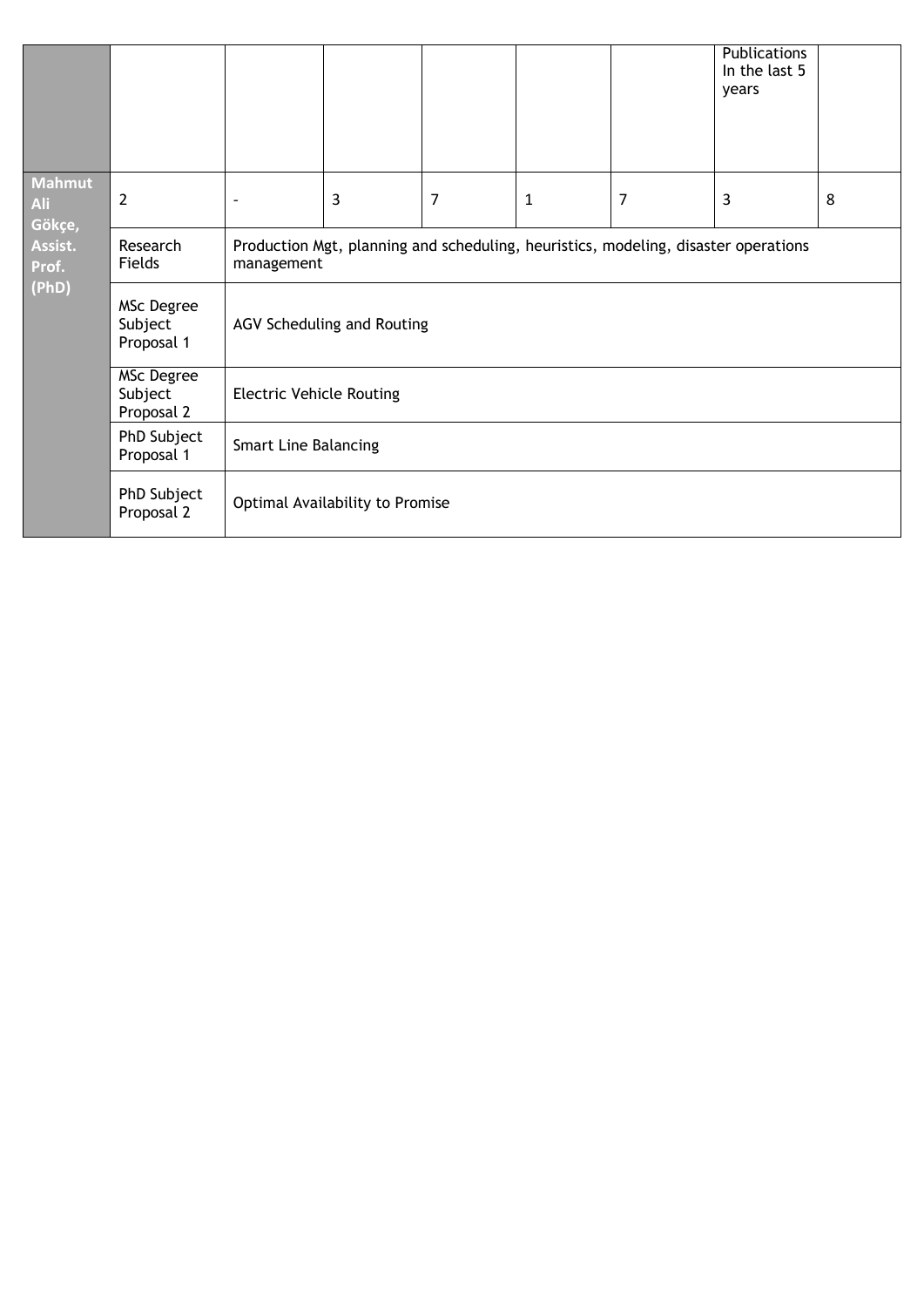| | | | | | | | | |
|---|---|---|---|---|---|---|---|---|
| | | | | | | | Publications In the last 5 years | |
| **Mahmut Ali Gökçe, Assist. Prof. (PhD)** | 2 | - | 3 | 7 | 1 | 7 | 3 | 8 |
| | Research Fields | Production Mgt, planning and scheduling, heuristics, modeling, disaster operations management | | | | | | |
| | MSc Degree Subject Proposal 1 | AGV Scheduling and Routing | | | | | | |
| | MSc Degree Subject Proposal 2 | Electric Vehicle Routing | | | | | | |
| | PhD Subject Proposal 1 | Smart Line Balancing | | | | | | |
| | PhD Subject Proposal 2 | Optimal Availability to Promise | | | | | | |